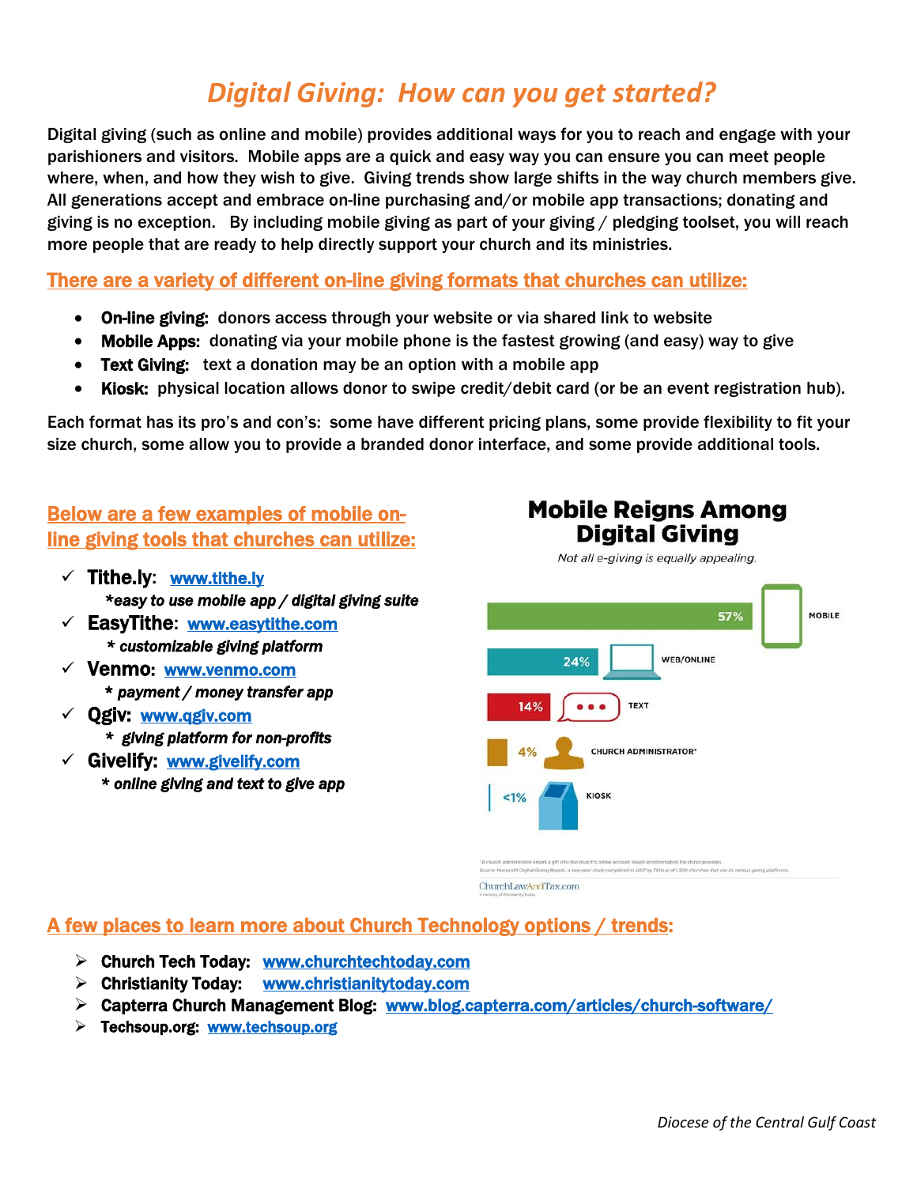# Digital Giving: How can you get started?

Digital giving (such as online and mobile) provides additional ways for you to reach and engage with your parishioners and visitors. Mobile apps are a quick and easy way you can ensure you can meet people where, when, and how they wish to give. Giving trends show large shifts in the way church members give. All generations accept and embrace on-line purchasing and/or mobile app transactions; donating and giving is no exception. By including mobile giving as part of your giving / pledging toolset, you will reach more people that are ready to help directly support your church and its ministries.

## There are a variety of different on-line giving formats that churches can utilize:

- **On-line giving:** donors access through your website or via shared link to website
- **Mobile Apps:** donating via your mobile phone is the fastest growing (and easy) way to give
- **Text Giving:** text a donation may be an option with a mobile app
- **Kiosk:** physical location allows donor to swipe credit/debit card (or be an event registration hub).

Each format has its pro's and con's: some have different pricing plans, some provide flexibility to fit your size church, some allow you to provide a branded donor interface, and some provide additional tools.

## Below are a few examples of mobile on-line giving tools that churches can utilize:

- ✓ **Tithe.ly:** www.tithe.ly
  - *\*easy to use mobile app / digital giving suite*
- ✓ **EasyTithe:** www.easytithe.com
  - *\* customizable giving platform*
- ✓ **Venmo:** www.venmo.com
  - *\* payment / money transfer app*
- ✓ **Qgiv:** www.qgiv.com
  - *\* giving platform for non-profits*
- ✓ **Givelify:** www.givelify.com
  - *\* online giving and text to give app*

**Mobile Reigns Among Digital Giving**

*Not all e-giving is equally appealing.*

| Format | Share |
| --- | --- |
| Mobile | 57% |
| Web/Online | 24% |
| Text | 14% |
| Church Administrator* | 4% |
| Kiosk | <1% |

*A church administrator enters a gift into the church's online account based on information the donor provides.
Source: Nonprofit Digital Giving Report, a two-year study completed in 2017 by Tithe.ly of 1,500 churches that use its various giving platforms.

ChurchLawAndTax.com

## A few places to learn more about Church Technology options / trends:

- ➢ **Church Tech Today:** www.churchtechtoday.com
- ➢ **Christianity Today:** www.christianitytoday.com
- ➢ **Capterra Church Management Blog:** www.blog.capterra.com/articles/church-software/
- ➢ **Techsoup.org:** www.techsoup.org

*Diocese of the Central Gulf Coast*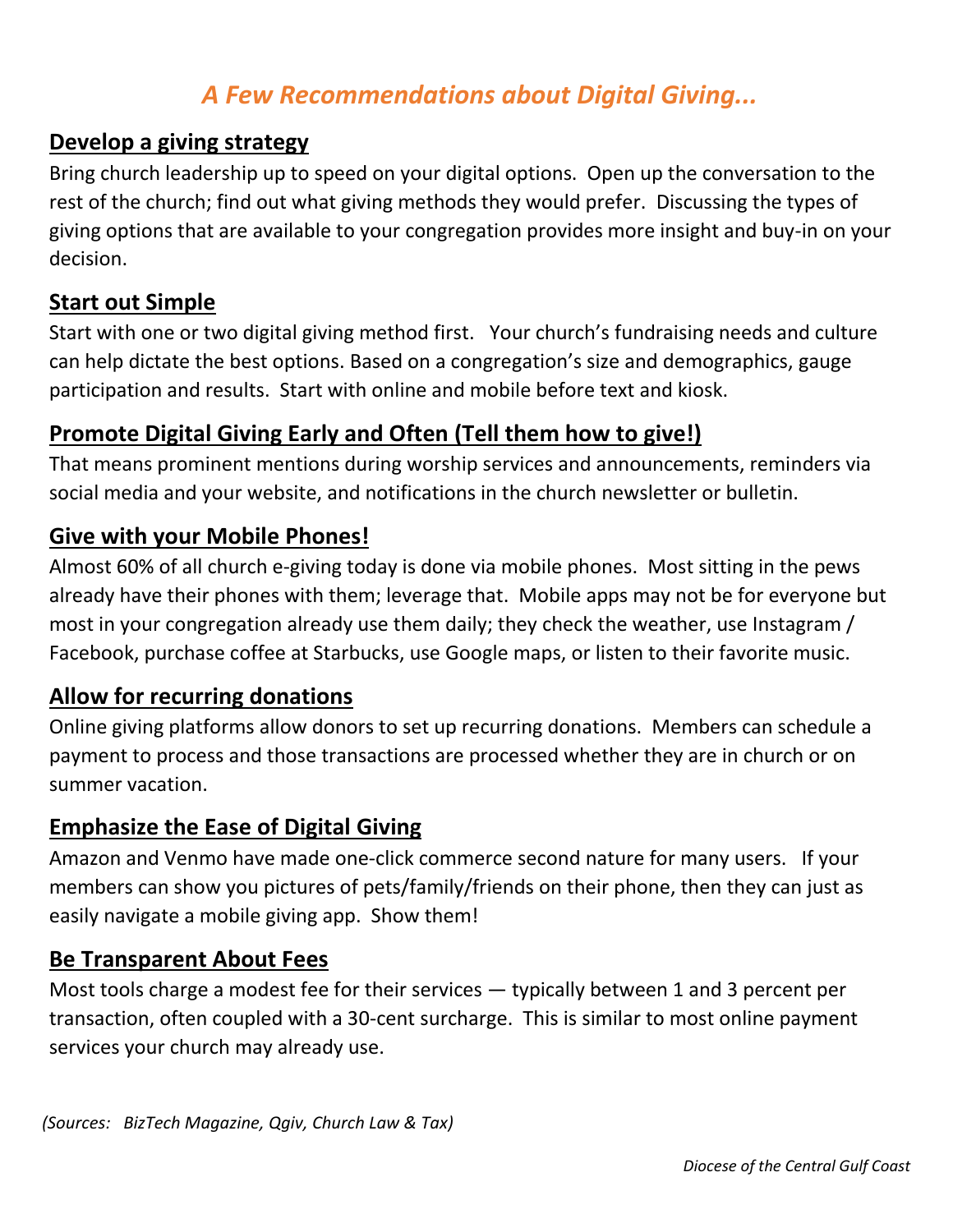# *A Few Recommendations about Digital Giving...*

## Develop a giving strategy

Bring church leadership up to speed on your digital options. Open up the conversation to the rest of the church; find out what giving methods they would prefer. Discussing the types of giving options that are available to your congregation provides more insight and buy-in on your decision.

## Start out Simple

Start with one or two digital giving method first. Your church's fundraising needs and culture can help dictate the best options. Based on a congregation's size and demographics, gauge participation and results. Start with online and mobile before text and kiosk.

## Promote Digital Giving Early and Often (Tell them how to give!)

That means prominent mentions during worship services and announcements, reminders via social media and your website, and notifications in the church newsletter or bulletin.

## Give with your Mobile Phones!

Almost 60% of all church e-giving today is done via mobile phones. Most sitting in the pews already have their phones with them; leverage that. Mobile apps may not be for everyone but most in your congregation already use them daily; they check the weather, use Instagram / Facebook, purchase coffee at Starbucks, use Google maps, or listen to their favorite music.

## Allow for recurring donations

Online giving platforms allow donors to set up recurring donations. Members can schedule a payment to process and those transactions are processed whether they are in church or on summer vacation.

## Emphasize the Ease of Digital Giving

Amazon and Venmo have made one-click commerce second nature for many users. If your members can show you pictures of pets/family/friends on their phone, then they can just as easily navigate a mobile giving app. Show them!

## Be Transparent About Fees

Most tools charge a modest fee for their services — typically between 1 and 3 percent per transaction, often coupled with a 30-cent surcharge. This is similar to most online payment services your church may already use.

*(Sources: BizTech Magazine, Qgiv, Church Law & Tax)*

*Diocese of the Central Gulf Coast*